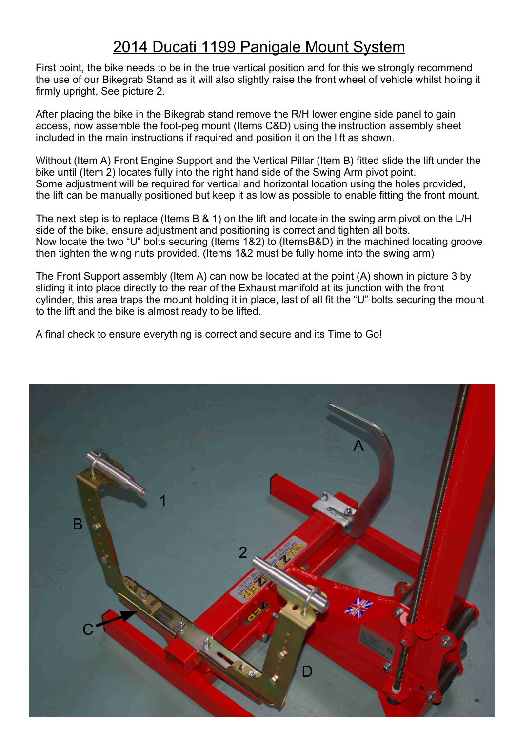# 2014 Ducati 1199 Panigale Mount System

First point, the bike needs to be in the true vertical position and for this we strongly recommend the use of our Bikegrab Stand as it will also slightly raise the front wheel of vehicle whilst holing it firmly upright, See picture 2.

After placing the bike in the Bikegrab stand remove the R/H lower engine side panel to gain access, now assemble the foot-peg mount (Items C&D) using the instruction assembly sheet included in the main instructions if required and position it on the lift as shown.

Without (Item A) Front Engine Support and the Vertical Pillar (Item B) fitted slide the lift under the bike until (Item 2) locates fully into the right hand side of the Swing Arm pivot point.
Some adjustment will be required for vertical and horizontal location using the holes provided, the lift can be manually positioned but keep it as low as possible to enable fitting the front mount.

The next step is to replace (Items B & 1) on the lift and locate in the swing arm pivot on the L/H side of the bike, ensure adjustment and positioning is correct and tighten all bolts.
Now locate the two “U” bolts securing (Items 1&2) to (ItemsB&D) in the machined locating groove then tighten the wing nuts provided. (Items 1&2 must be fully home into the swing arm)

The Front Support assembly (Item A) can now be located at the point (A) shown in picture 3 by sliding it into place directly to the rear of the Exhaust manifold at its junction with the front cylinder, this area traps the mount holding it in place, last of all fit the “U” bolts securing the mount to the lift and the bike is almost ready to be lifted.

A final check to ensure everything is correct and secure and its Time to Go!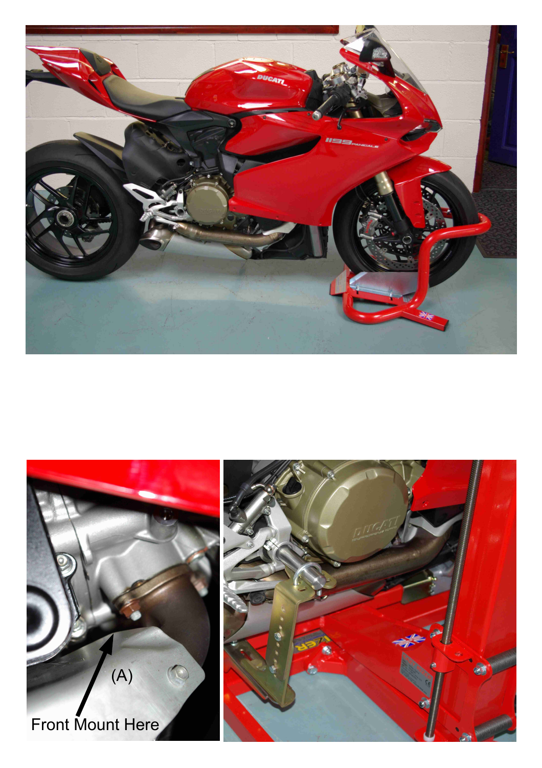(A)

Front Mount Here